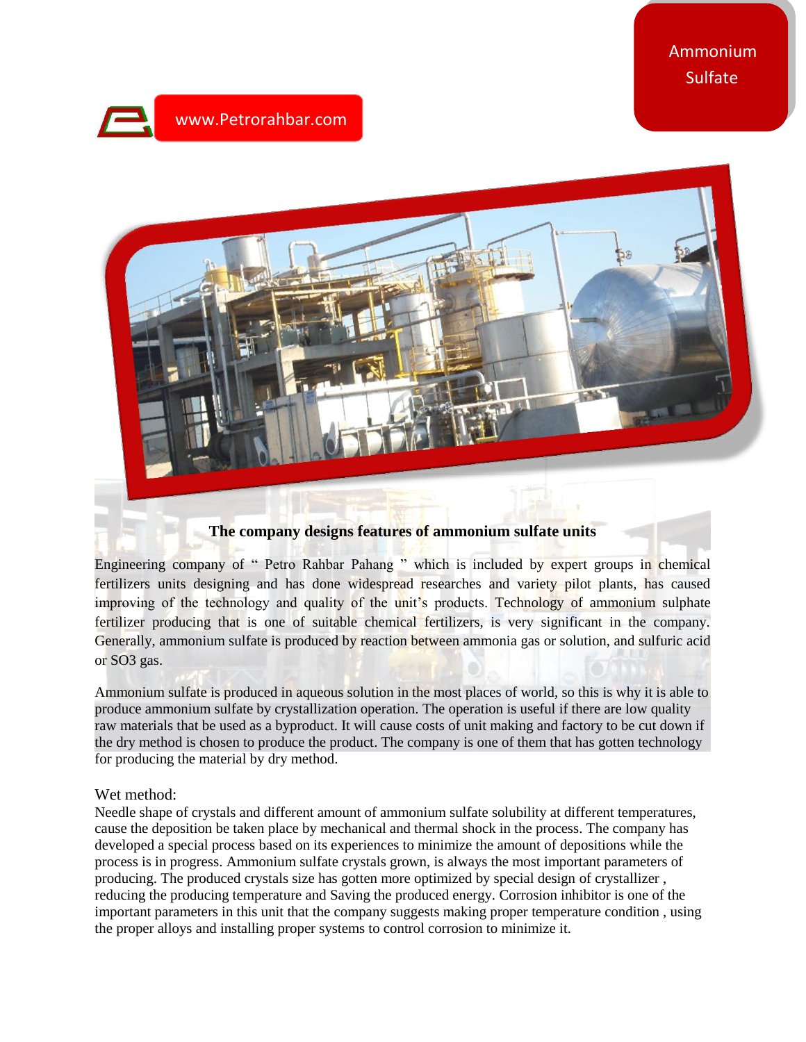Ammonium Sulfate

www.Petrorahbar.com

## The company designs features of ammonium sulfate units

Engineering company of " Petro Rahbar Pahang " which is included by expert groups in chemical fertilizers units designing and has done widespread researches and variety pilot plants, has caused improving of the technology and quality of the unit's products. Technology of ammonium sulphate fertilizer producing that is one of suitable chemical fertilizers, is very significant in the company. Generally, ammonium sulfate is produced by reaction between ammonia gas or solution, and sulfuric acid or SO3 gas.

Ammonium sulfate is produced in aqueous solution in the most places of world, so this is why it is able to produce ammonium sulfate by crystallization operation. The operation is useful if there are low quality raw materials that be used as a byproduct. It will cause costs of unit making and factory to be cut down if the dry method is chosen to produce the product. The company is one of them that has gotten technology for producing the material by dry method.

Wet method:

Needle shape of crystals and different amount of ammonium sulfate solubility at different temperatures, cause the deposition be taken place by mechanical and thermal shock in the process. The company has developed a special process based on its experiences to minimize the amount of depositions while the process is in progress. Ammonium sulfate crystals grown, is always the most important parameters of producing. The produced crystals size has gotten more optimized by special design of crystallizer , reducing the producing temperature and Saving the produced energy. Corrosion inhibitor is one of the important parameters in this unit that the company suggests making proper temperature condition , using the proper alloys and installing proper systems to control corrosion to minimize it.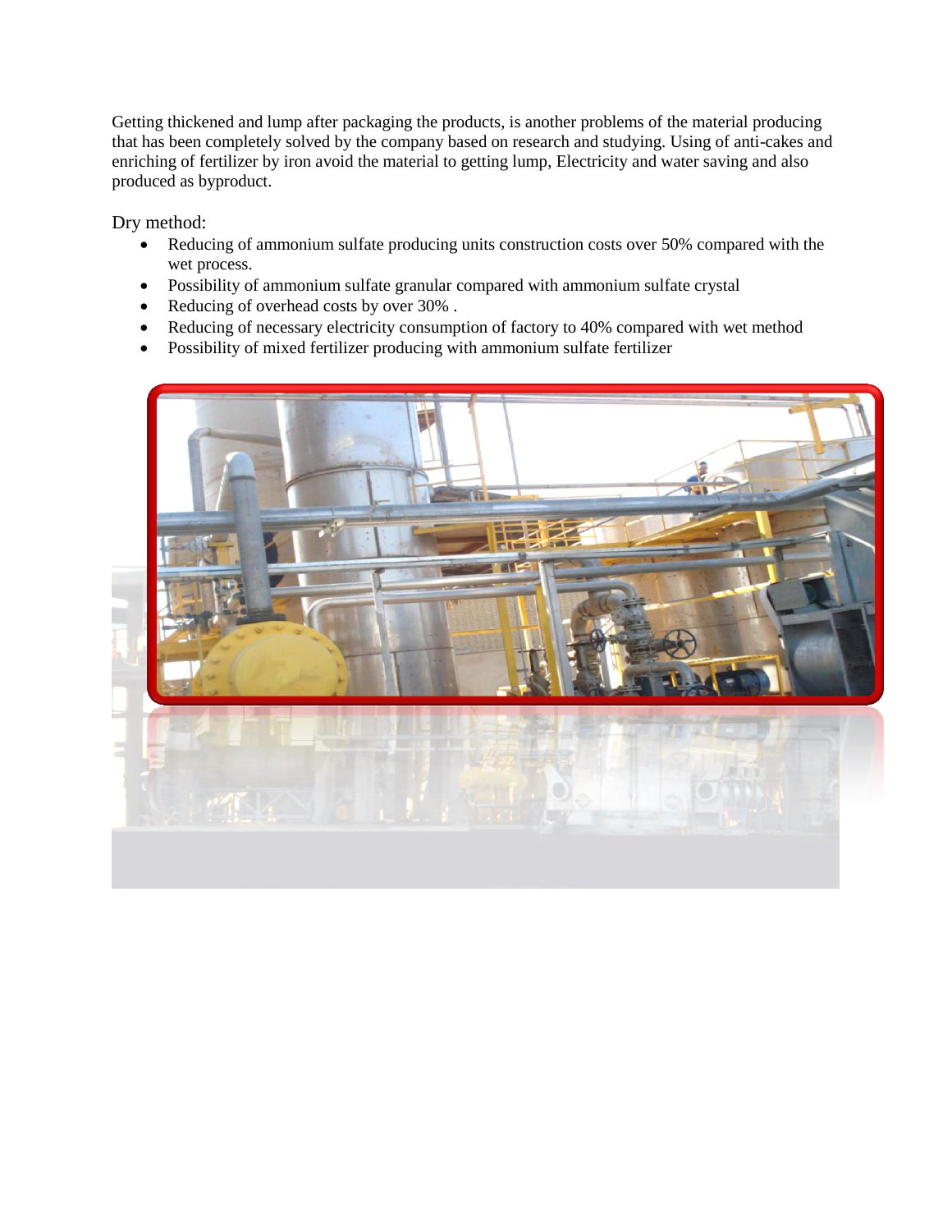Getting thickened and lump after packaging the products, is another problems of the material producing that has been completely solved by the company based on research and studying. Using of anti-cakes and enriching of fertilizer by iron avoid the material to getting lump, Electricity and water saving and also produced as byproduct.

Dry method:

- Reducing of ammonium sulfate producing units construction costs over 50% compared with the wet process.
- Possibility of ammonium sulfate granular compared with ammonium sulfate crystal
- Reducing of overhead costs by over 30% .
- Reducing of necessary electricity consumption of factory to 40% compared with wet method
- Possibility of mixed fertilizer producing with ammonium sulfate fertilizer